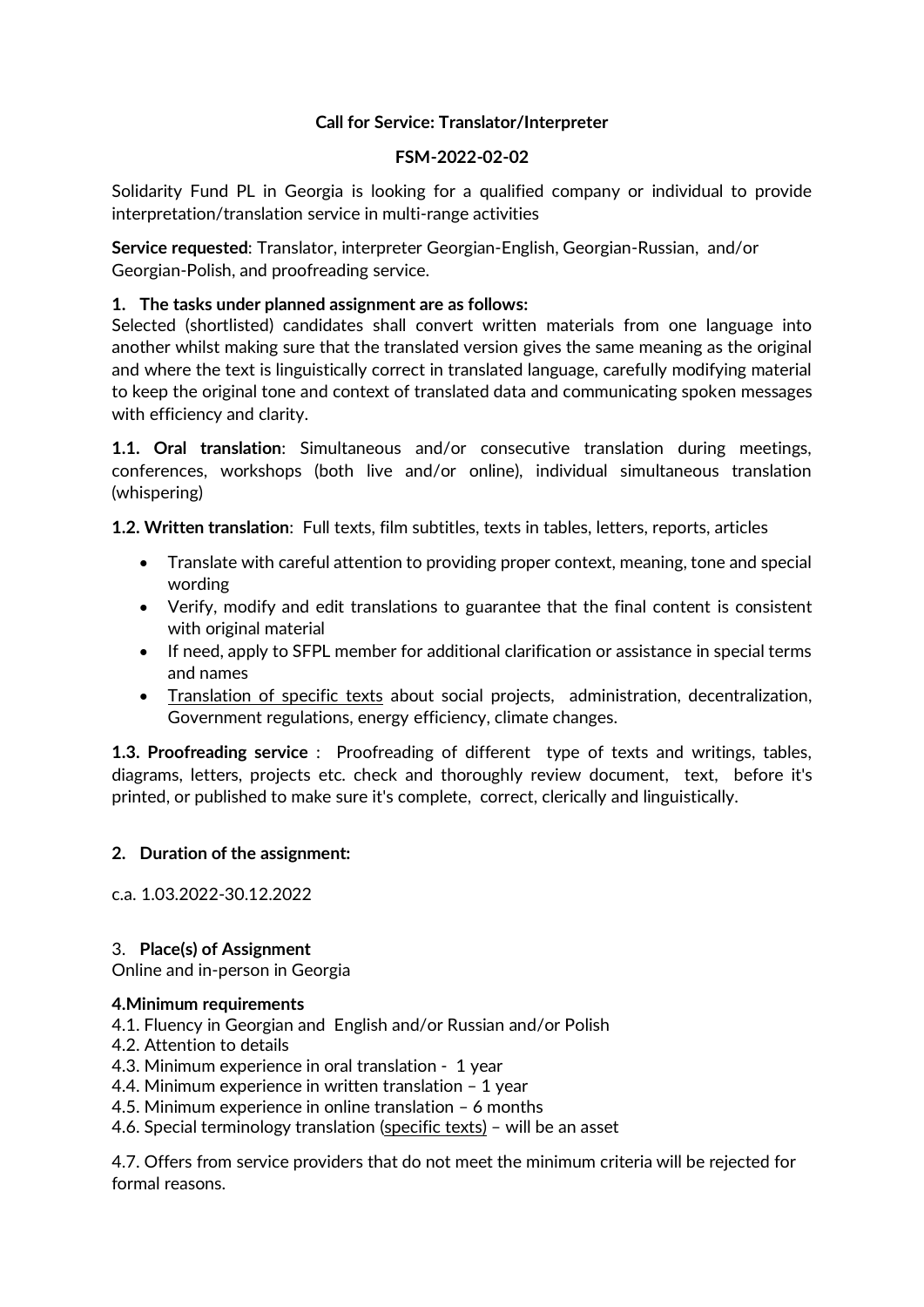**Call for Service: Translator/Interpreter**

**FSM-2022-02-02**

Solidarity Fund PL in Georgia is looking for a qualified company or individual to provide interpretation/translation service in multi-range activities

**Service requested**: Translator, interpreter Georgian-English, Georgian-Russian, and/or Georgian-Polish, and proofreading service.

**1. The tasks under planned assignment are as follows:**

Selected (shortlisted) candidates shall convert written materials from one language into another whilst making sure that the translated version gives the same meaning as the original and where the text is linguistically correct in translated language, carefully modifying material to keep the original tone and context of translated data and communicating spoken messages with efficiency and clarity.

**1.1. Oral translation**: Simultaneous and/or consecutive translation during meetings, conferences, workshops (both live and/or online), individual simultaneous translation (whispering)

**1.2. Written translation**: Full texts, film subtitles, texts in tables, letters, reports, articles

- Translate with careful attention to providing proper context, meaning, tone and special wording
- Verify, modify and edit translations to guarantee that the final content is consistent with original material
- If need, apply to SFPL member for additional clarification or assistance in special terms and names
- Translation of specific texts about social projects, administration, decentralization, Government regulations, energy efficiency, climate changes.

**1.3. Proofreading service** : Proofreading of different type of texts and writings, tables, diagrams, letters, projects etc. check and thoroughly review document, text, before it's printed, or published to make sure it's complete, correct, clerically and linguistically.

**2. Duration of the assignment:**

c.a. 1.03.2022-30.12.2022

3. **Place(s) of Assignment**

Online and in-person in Georgia

**4.Minimum requirements**

4.1. Fluency in Georgian and English and/or Russian and/or Polish
4.2. Attention to details
4.3. Minimum experience in oral translation - 1 year
4.4. Minimum experience in written translation – 1 year
4.5. Minimum experience in online translation – 6 months
4.6. Special terminology translation (specific texts) – will be an asset

4.7. Offers from service providers that do not meet the minimum criteria will be rejected for formal reasons.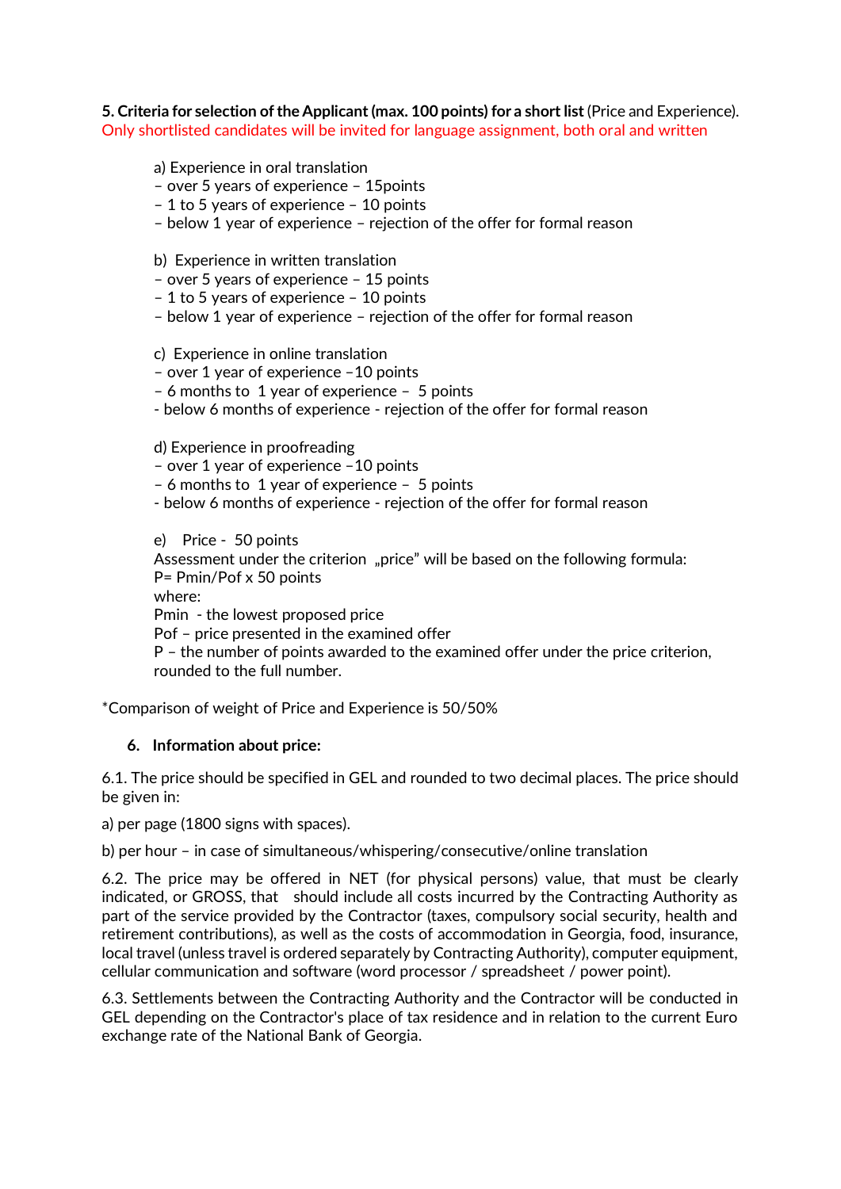**5. Criteria for selection of the Applicant (max. 100 points) for a short list** (Price and Experience).
Only shortlisted candidates will be invited for language assignment, both oral and written

a) Experience in oral translation
– over 5 years of experience – 15points
– 1 to 5 years of experience – 10 points
– below 1 year of experience – rejection of the offer for formal reason

b) Experience in written translation
– over 5 years of experience – 15 points
– 1 to 5 years of experience – 10 points
– below 1 year of experience – rejection of the offer for formal reason

c) Experience in online translation
– over 1 year of experience –10 points
– 6 months to 1 year of experience – 5 points
- below 6 months of experience - rejection of the offer for formal reason

d) Experience in proofreading
– over 1 year of experience –10 points
– 6 months to 1 year of experience – 5 points
- below 6 months of experience - rejection of the offer for formal reason

e) Price - 50 points
Assessment under the criterion „price" will be based on the following formula:
P= Pmin/Pof x 50 points
where:
Pmin - the lowest proposed price
Pof – price presented in the examined offer
P – the number of points awarded to the examined offer under the price criterion, rounded to the full number.

*Comparison of weight of Price and Experience is 50/50%

**6. Information about price:**

6.1. The price should be specified in GEL and rounded to two decimal places. The price should be given in:

a) per page (1800 signs with spaces).

b) per hour – in case of simultaneous/whispering/consecutive/online translation

6.2. The price may be offered in NET (for physical persons) value, that must be clearly indicated, or GROSS, that should include all costs incurred by the Contracting Authority as part of the service provided by the Contractor (taxes, compulsory social security, health and retirement contributions), as well as the costs of accommodation in Georgia, food, insurance, local travel (unless travel is ordered separately by Contracting Authority), computer equipment, cellular communication and software (word processor / spreadsheet / power point).

6.3. Settlements between the Contracting Authority and the Contractor will be conducted in GEL depending on the Contractor's place of tax residence and in relation to the current Euro exchange rate of the National Bank of Georgia.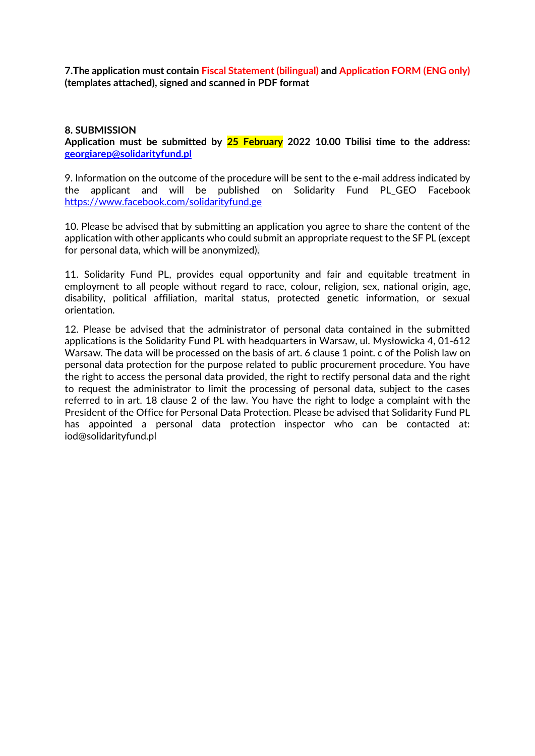**7.The application must contain Fiscal Statement (bilingual) and Application FORM (ENG only) (templates attached), signed and scanned in PDF format**

**8. SUBMISSION**

**Application must be submitted by 25 February 2022 10.00 Tbilisi time to the address: georgiarep@solidarityfund.pl**

9. Information on the outcome of the procedure will be sent to the e-mail address indicated by the applicant and will be published on Solidarity Fund PL_GEO Facebook https://www.facebook.com/solidarityfund.ge

10. Please be advised that by submitting an application you agree to share the content of the application with other applicants who could submit an appropriate request to the SF PL (except for personal data, which will be anonymized).

11. Solidarity Fund PL, provides equal opportunity and fair and equitable treatment in employment to all people without regard to race, colour, religion, sex, national origin, age, disability, political affiliation, marital status, protected genetic information, or sexual orientation.

12. Please be advised that the administrator of personal data contained in the submitted applications is the Solidarity Fund PL with headquarters in Warsaw, ul. Mysłowicka 4, 01-612 Warsaw. The data will be processed on the basis of art. 6 clause 1 point. c of the Polish law on personal data protection for the purpose related to public procurement procedure. You have the right to access the personal data provided, the right to rectify personal data and the right to request the administrator to limit the processing of personal data, subject to the cases referred to in art. 18 clause 2 of the law. You have the right to lodge a complaint with the President of the Office for Personal Data Protection. Please be advised that Solidarity Fund PL has appointed a personal data protection inspector who can be contacted at: iod@solidarityfund.pl